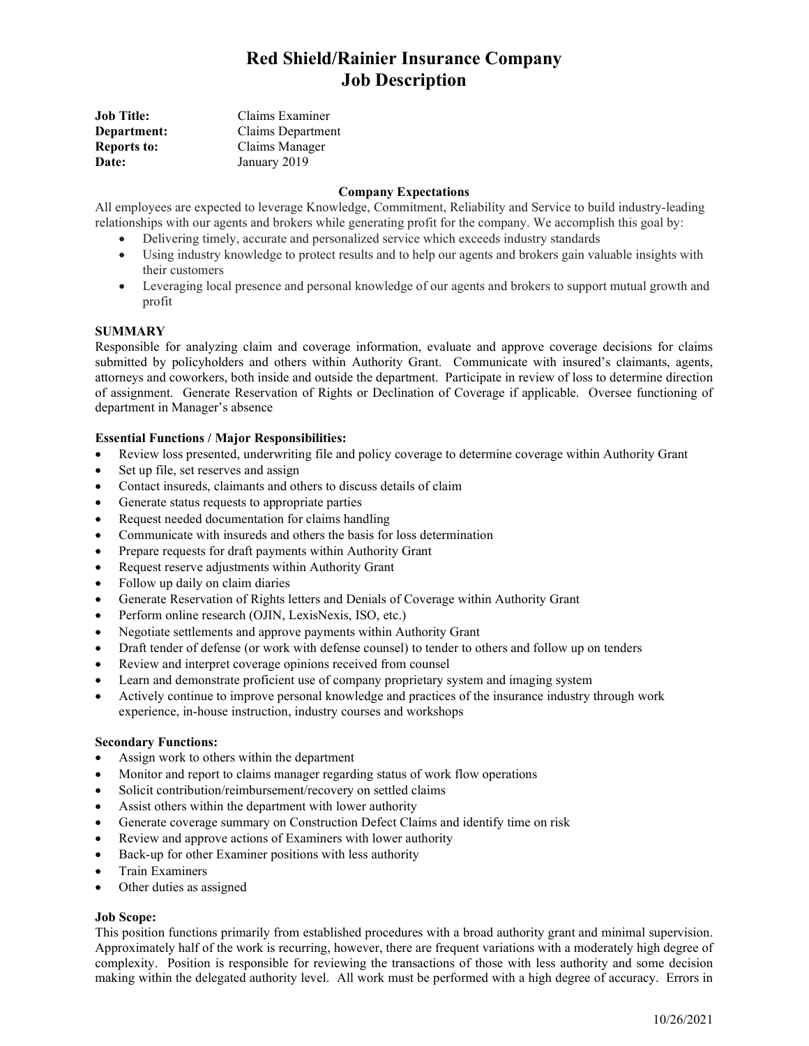# Red Shield/Rainier Insurance Company
# Job Description

**Job Title:** Claims Examiner
**Department:** Claims Department
**Reports to:** Claims Manager
**Date:** January 2019

### Company Expectations

All employees are expected to leverage Knowledge, Commitment, Reliability and Service to build industry-leading relationships with our agents and brokers while generating profit for the company. We accomplish this goal by:

- Delivering timely, accurate and personalized service which exceeds industry standards
- Using industry knowledge to protect results and to help our agents and brokers gain valuable insights with their customers
- Leveraging local presence and personal knowledge of our agents and brokers to support mutual growth and profit

### SUMMARY

Responsible for analyzing claim and coverage information, evaluate and approve coverage decisions for claims submitted by policyholders and others within Authority Grant. Communicate with insured's claimants, agents, attorneys and coworkers, both inside and outside the department. Participate in review of loss to determine direction of assignment. Generate Reservation of Rights or Declination of Coverage if applicable. Oversee functioning of department in Manager's absence

### Essential Functions / Major Responsibilities:

- Review loss presented, underwriting file and policy coverage to determine coverage within Authority Grant
- Set up file, set reserves and assign
- Contact insureds, claimants and others to discuss details of claim
- Generate status requests to appropriate parties
- Request needed documentation for claims handling
- Communicate with insureds and others the basis for loss determination
- Prepare requests for draft payments within Authority Grant
- Request reserve adjustments within Authority Grant
- Follow up daily on claim diaries
- Generate Reservation of Rights letters and Denials of Coverage within Authority Grant
- Perform online research (OJIN, LexisNexis, ISO, etc.)
- Negotiate settlements and approve payments within Authority Grant
- Draft tender of defense (or work with defense counsel) to tender to others and follow up on tenders
- Review and interpret coverage opinions received from counsel
- Learn and demonstrate proficient use of company proprietary system and imaging system
- Actively continue to improve personal knowledge and practices of the insurance industry through work experience, in-house instruction, industry courses and workshops

### Secondary Functions:

- Assign work to others within the department
- Monitor and report to claims manager regarding status of work flow operations
- Solicit contribution/reimbursement/recovery on settled claims
- Assist others within the department with lower authority
- Generate coverage summary on Construction Defect Claims and identify time on risk
- Review and approve actions of Examiners with lower authority
- Back-up for other Examiner positions with less authority
- Train Examiners
- Other duties as assigned

### Job Scope:

This position functions primarily from established procedures with a broad authority grant and minimal supervision. Approximately half of the work is recurring, however, there are frequent variations with a moderately high degree of complexity. Position is responsible for reviewing the transactions of those with less authority and some decision making within the delegated authority level. All work must be performed with a high degree of accuracy. Errors in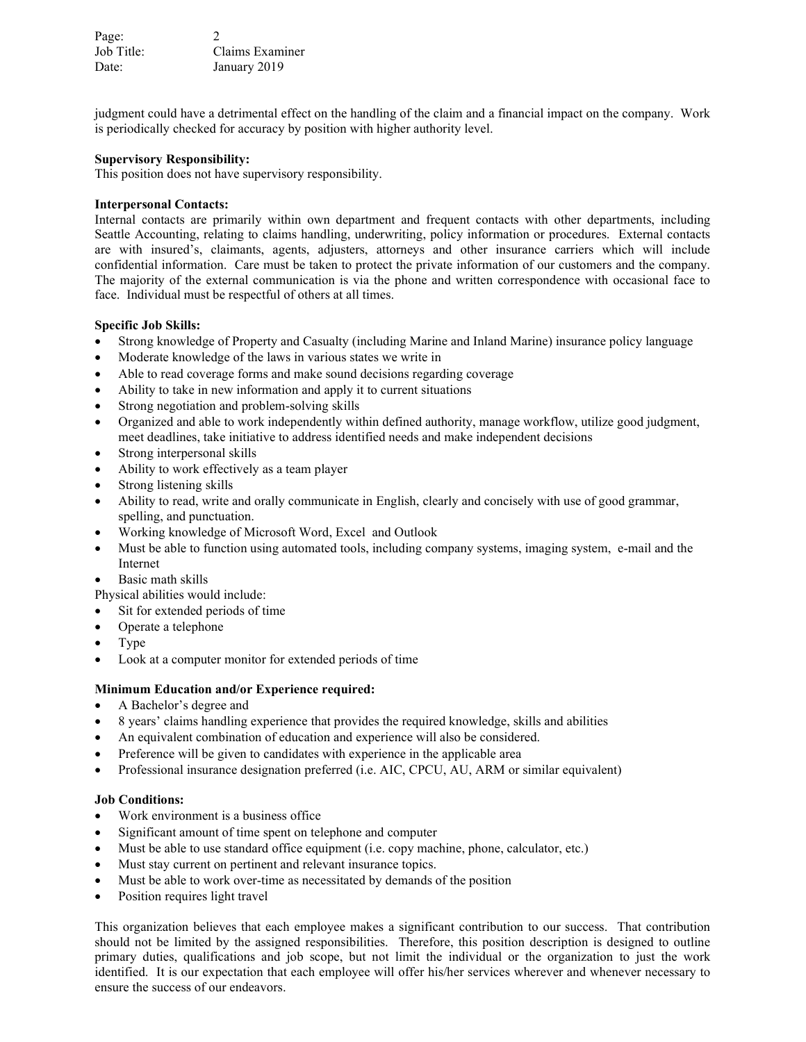judgment could have a detrimental effect on the handling of the claim and a financial impact on the company. Work is periodically checked for accuracy by position with higher authority level.

**Supervisory Responsibility:**
This position does not have supervisory responsibility.

**Interpersonal Contacts:**
Internal contacts are primarily within own department and frequent contacts with other departments, including Seattle Accounting, relating to claims handling, underwriting, policy information or procedures. External contacts are with insured's, claimants, agents, adjusters, attorneys and other insurance carriers which will include confidential information. Care must be taken to protect the private information of our customers and the company. The majority of the external communication is via the phone and written correspondence with occasional face to face. Individual must be respectful of others at all times.

**Specific Job Skills:**

- Strong knowledge of Property and Casualty (including Marine and Inland Marine) insurance policy language
- Moderate knowledge of the laws in various states we write in
- Able to read coverage forms and make sound decisions regarding coverage
- Ability to take in new information and apply it to current situations
- Strong negotiation and problem-solving skills
- Organized and able to work independently within defined authority, manage workflow, utilize good judgment, meet deadlines, take initiative to address identified needs and make independent decisions
- Strong interpersonal skills
- Ability to work effectively as a team player
- Strong listening skills
- Ability to read, write and orally communicate in English, clearly and concisely with use of good grammar, spelling, and punctuation.
- Working knowledge of Microsoft Word, Excel and Outlook
- Must be able to function using automated tools, including company systems, imaging system, e-mail and the Internet
- Basic math skills

Physical abilities would include:

- Sit for extended periods of time
- Operate a telephone
- Type
- Look at a computer monitor for extended periods of time

**Minimum Education and/or Experience required:**

- A Bachelor's degree and
- 8 years' claims handling experience that provides the required knowledge, skills and abilities
- An equivalent combination of education and experience will also be considered.
- Preference will be given to candidates with experience in the applicable area
- Professional insurance designation preferred (i.e. AIC, CPCU, AU, ARM or similar equivalent)

**Job Conditions:**

- Work environment is a business office
- Significant amount of time spent on telephone and computer
- Must be able to use standard office equipment (i.e. copy machine, phone, calculator, etc.)
- Must stay current on pertinent and relevant insurance topics.
- Must be able to work over-time as necessitated by demands of the position
- Position requires light travel

This organization believes that each employee makes a significant contribution to our success. That contribution should not be limited by the assigned responsibilities. Therefore, this position description is designed to outline primary duties, qualifications and job scope, but not limit the individual or the organization to just the work identified. It is our expectation that each employee will offer his/her services wherever and whenever necessary to ensure the success of our endeavors.